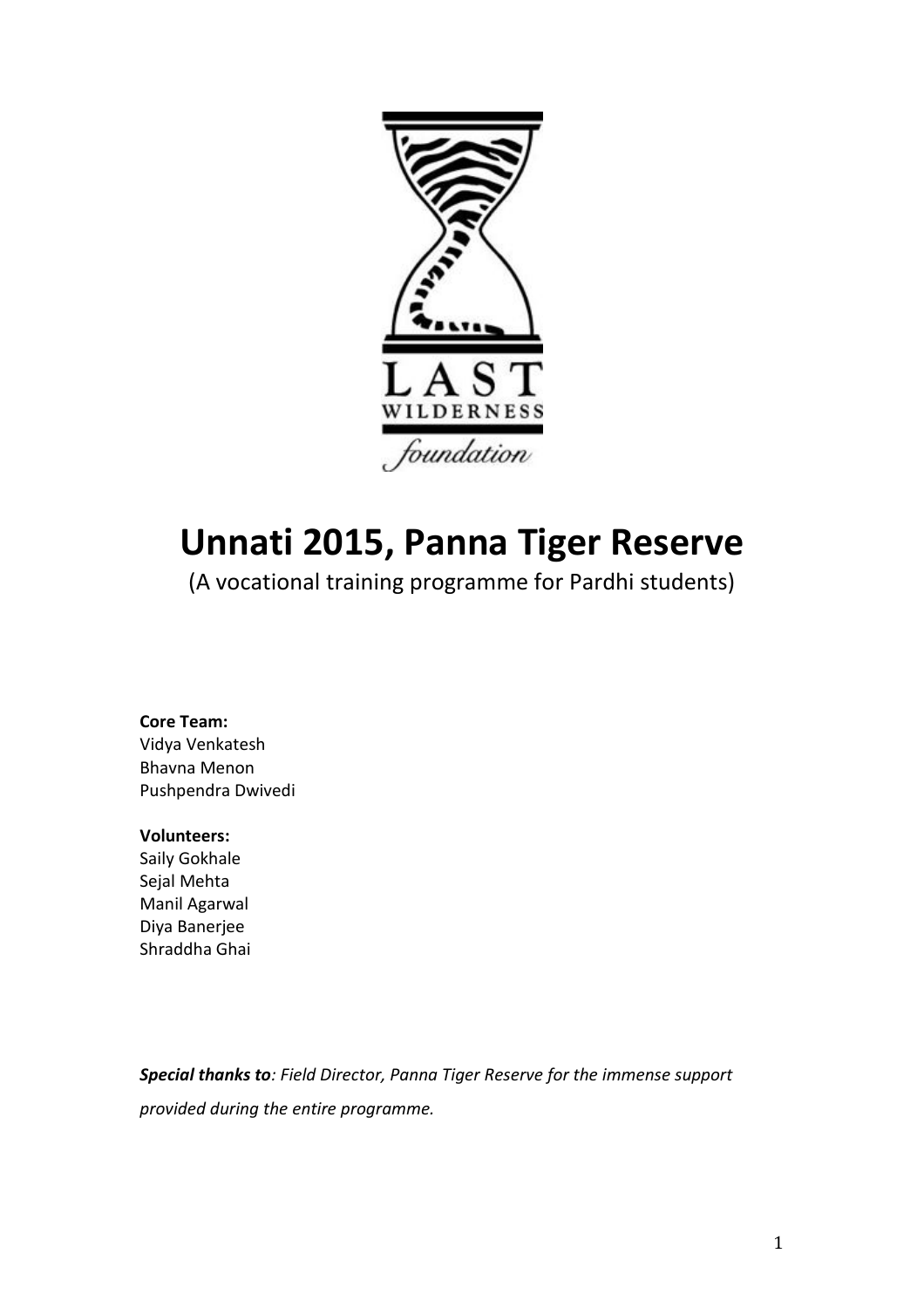LAST WILDERNESS foundation

# Unnati 2015, Panna Tiger Reserve

(A vocational training programme for Pardhi students)

**Core Team:**
Vidya Venkatesh
Bhavna Menon
Pushpendra Dwivedi

**Volunteers:**
Saily Gokhale
Sejal Mehta
Manil Agarwal
Diya Banerjee
Shraddha Ghai

***Special thanks to****: Field Director, Panna Tiger Reserve for the immense support provided during the entire programme.*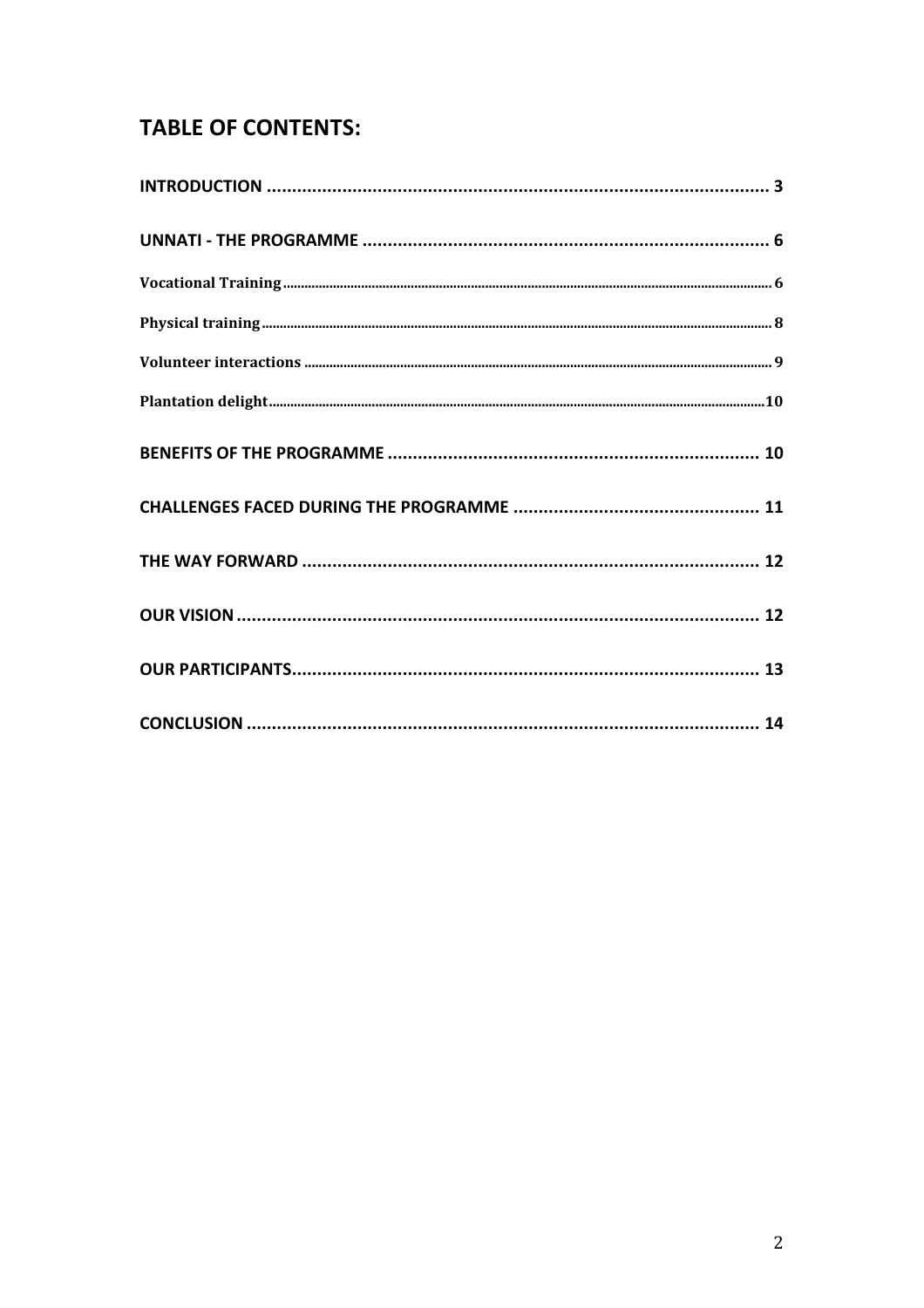## TABLE OF CONTENTS:

- **INTRODUCTION** ..... 3
- **UNNATI - THE PROGRAMME** ..... 6
  - **Vocational Training** ..... 6
  - **Physical training** ..... 8
  - **Volunteer interactions** ..... 9
  - **Plantation delight** ..... 10
- **BENEFITS OF THE PROGRAMME** ..... 10
- **CHALLENGES FACED DURING THE PROGRAMME** ..... 11
- **THE WAY FORWARD** ..... 12
- **OUR VISION** ..... 12
- **OUR PARTICIPANTS** ..... 13
- **CONCLUSION** ..... 14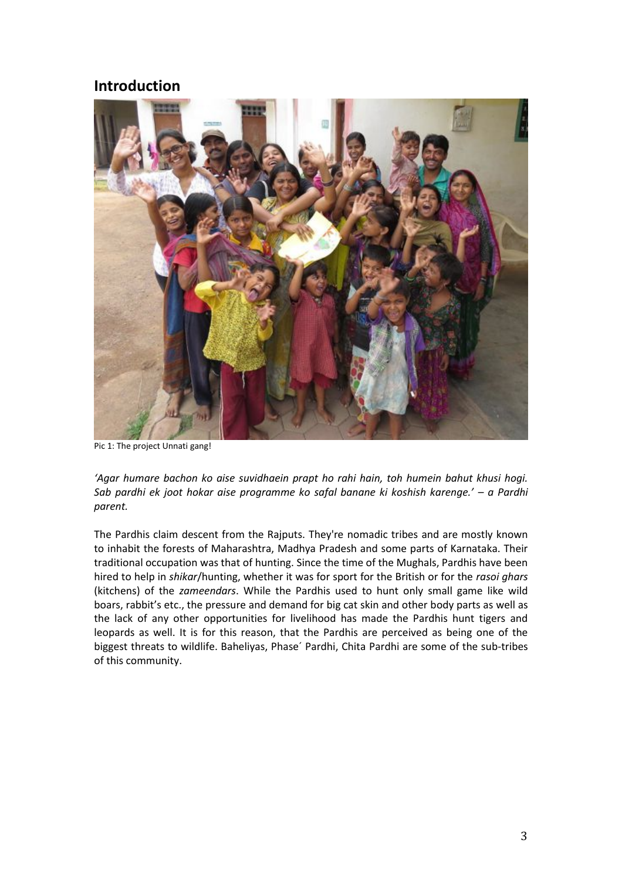## Introduction

Pic 1: The project Unnati gang!

*'Agar humare bachon ko aise suvidhaein prapt ho rahi hain, toh humein bahut khusi hogi. Sab pardhi ek joot hokar aise programme ko safal banane ki koshish karenge.' – a Pardhi parent.*

The Pardhis claim descent from the Rajputs. They're nomadic tribes and are mostly known to inhabit the forests of Maharashtra, Madhya Pradesh and some parts of Karnataka. Their traditional occupation was that of hunting. Since the time of the Mughals, Pardhis have been hired to help in *shikar*/hunting, whether it was for sport for the British or for the *rasoi ghars* (kitchens) of the *zameendars*. While the Pardhis used to hunt only small game like wild boars, rabbit's etc., the pressure and demand for big cat skin and other body parts as well as the lack of any other opportunities for livelihood has made the Pardhis hunt tigers and leopards as well. It is for this reason, that the Pardhis are perceived as being one of the biggest threats to wildlife. Baheliyas, Phase´ Pardhi, Chita Pardhi are some of the sub-tribes of this community.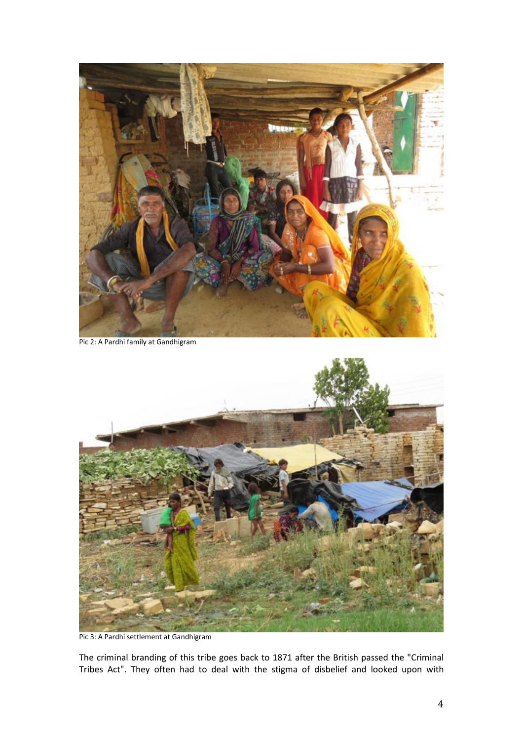Pic 2: A Pardhi family at Gandhigram

Pic 3: A Pardhi settlement at Gandhigram

The criminal branding of this tribe goes back to 1871 after the British passed the "Criminal Tribes Act". They often had to deal with the stigma of disbelief and looked upon with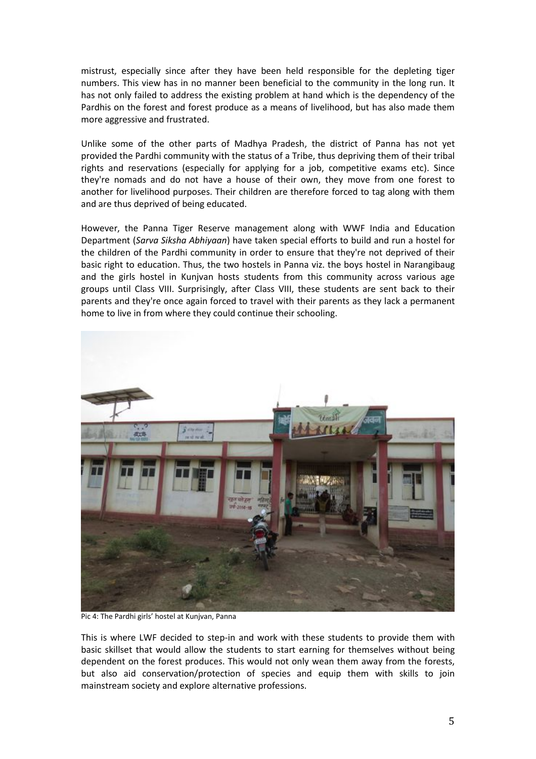mistrust, especially since after they have been held responsible for the depleting tiger numbers. This view has in no manner been beneficial to the community in the long run. It has not only failed to address the existing problem at hand which is the dependency of the Pardhis on the forest and forest produce as a means of livelihood, but has also made them more aggressive and frustrated.

Unlike some of the other parts of Madhya Pradesh, the district of Panna has not yet provided the Pardhi community with the status of a Tribe, thus depriving them of their tribal rights and reservations (especially for applying for a job, competitive exams etc). Since they're nomads and do not have a house of their own, they move from one forest to another for livelihood purposes. Their children are therefore forced to tag along with them and are thus deprived of being educated.

However, the Panna Tiger Reserve management along with WWF India and Education Department (*Sarva Siksha Abhiyaan*) have taken special efforts to build and run a hostel for the children of the Pardhi community in order to ensure that they're not deprived of their basic right to education. Thus, the two hostels in Panna viz. the boys hostel in Narangibaug and the girls hostel in Kunjvan hosts students from this community across various age groups until Class VIII. Surprisingly, after Class VIII, these students are sent back to their parents and they're once again forced to travel with their parents as they lack a permanent home to live in from where they could continue their schooling.

Pic 4: The Pardhi girls' hostel at Kunjvan, Panna

This is where LWF decided to step-in and work with these students to provide them with basic skillset that would allow the students to start earning for themselves without being dependent on the forest produces. This would not only wean them away from the forests, but also aid conservation/protection of species and equip them with skills to join mainstream society and explore alternative professions.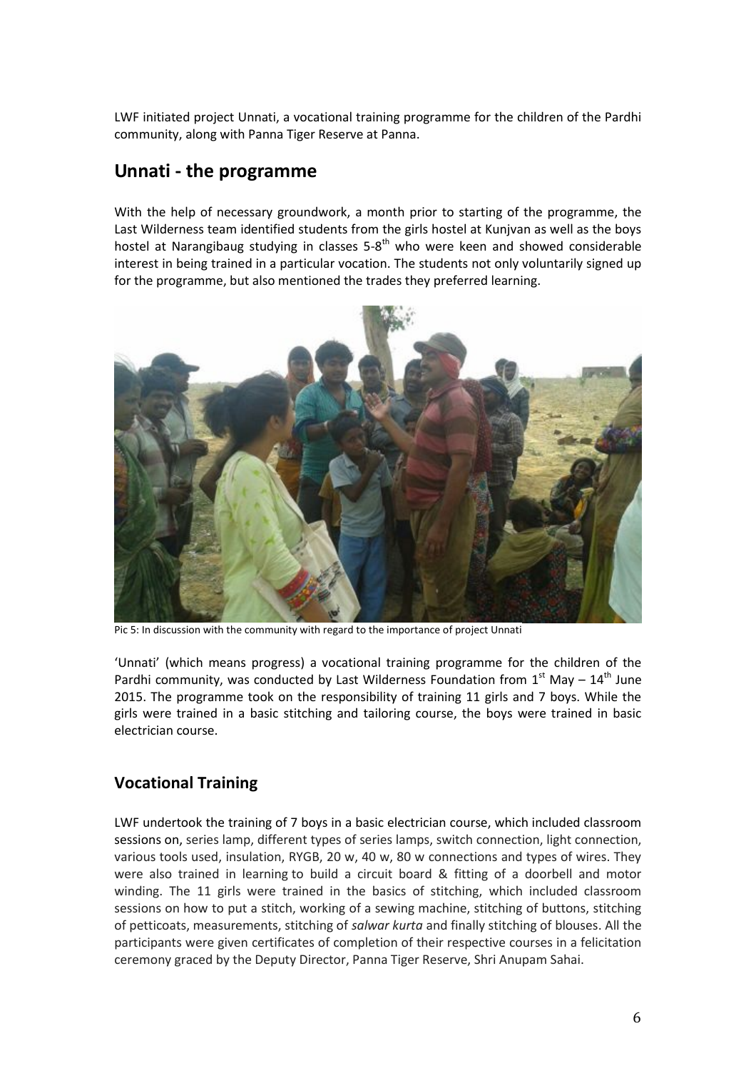LWF initiated project Unnati, a vocational training programme for the children of the Pardhi community, along with Panna Tiger Reserve at Panna.

## Unnati - the programme

With the help of necessary groundwork, a month prior to starting of the programme, the Last Wilderness team identified students from the girls hostel at Kunjvan as well as the boys hostel at Narangibaug studying in classes 5-8th who were keen and showed considerable interest in being trained in a particular vocation. The students not only voluntarily signed up for the programme, but also mentioned the trades they preferred learning.

Pic 5: In discussion with the community with regard to the importance of project Unnati

'Unnati' (which means progress) a vocational training programme for the children of the Pardhi community, was conducted by Last Wilderness Foundation from 1st May – 14th June 2015. The programme took on the responsibility of training 11 girls and 7 boys. While the girls were trained in a basic stitching and tailoring course, the boys were trained in basic electrician course.

### Vocational Training

LWF undertook the training of 7 boys in a basic electrician course, which included classroom sessions on, series lamp, different types of series lamps, switch connection, light connection, various tools used, insulation, RYGB, 20 w, 40 w, 80 w connections and types of wires. They were also trained in learning to build a circuit board & fitting of a doorbell and motor winding. The 11 girls were trained in the basics of stitching, which included classroom sessions on how to put a stitch, working of a sewing machine, stitching of buttons, stitching of petticoats, measurements, stitching of *salwar kurta* and finally stitching of blouses. All the participants were given certificates of completion of their respective courses in a felicitation ceremony graced by the Deputy Director, Panna Tiger Reserve, Shri Anupam Sahai.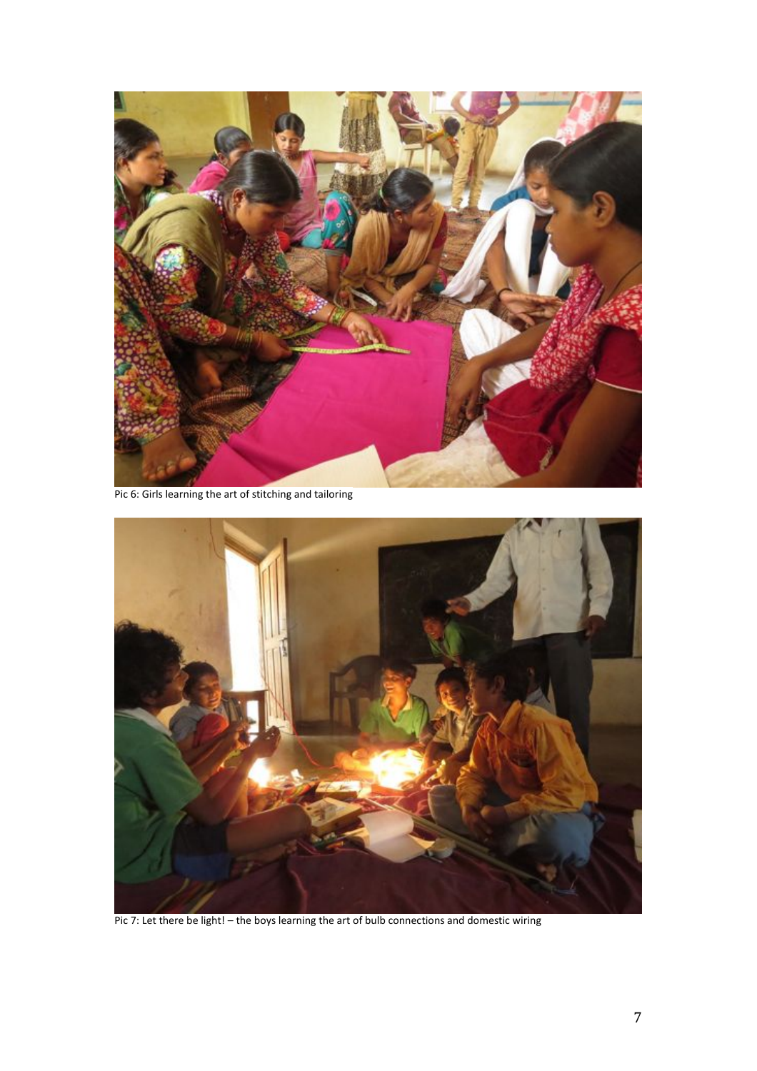Pic 6: Girls learning the art of stitching and tailoring

Pic 7: Let there be light! – the boys learning the art of bulb connections and domestic wiring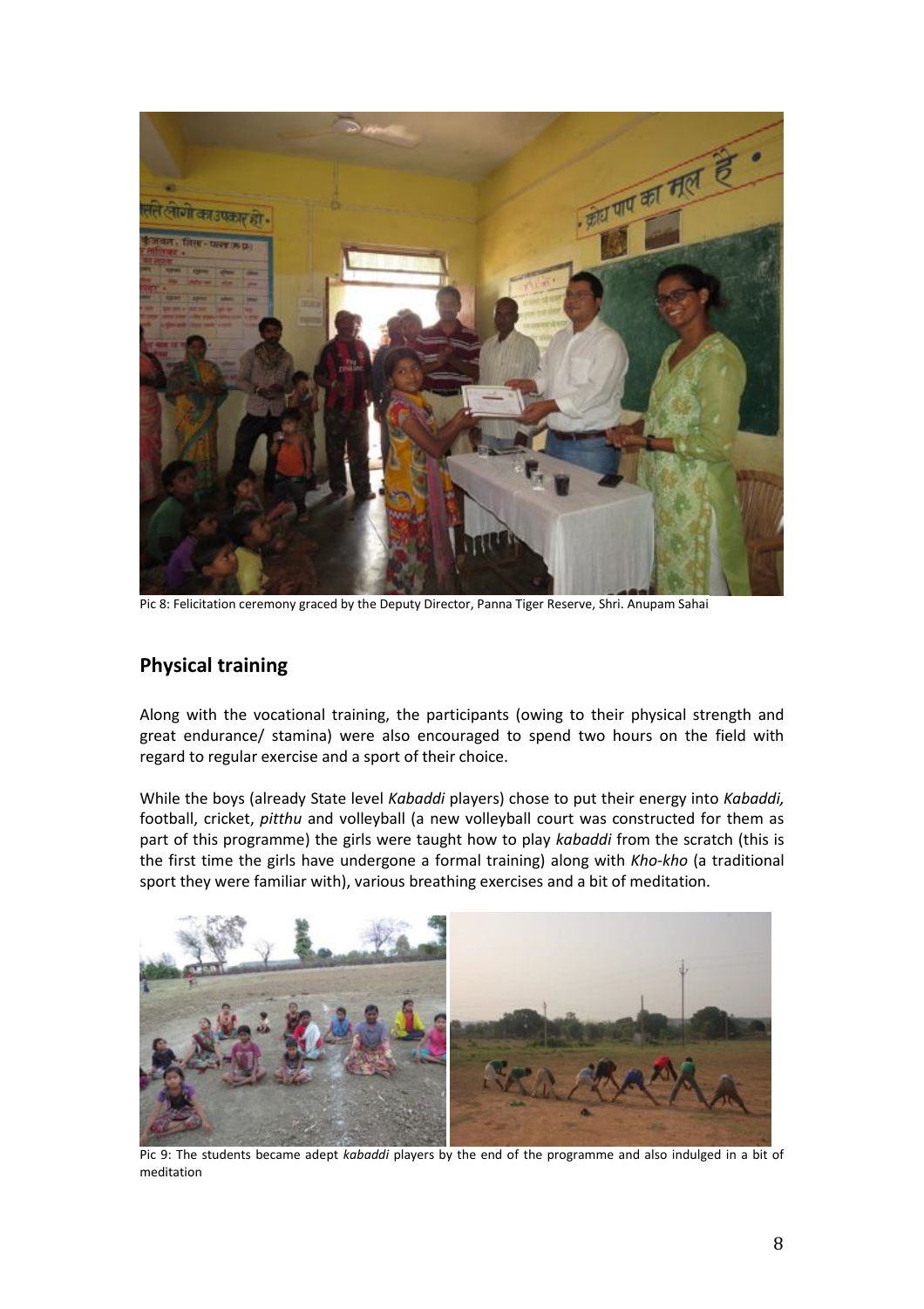Pic 8: Felicitation ceremony graced by the Deputy Director, Panna Tiger Reserve, Shri. Anupam Sahai

## Physical training

Along with the vocational training, the participants (owing to their physical strength and great endurance/ stamina) were also encouraged to spend two hours on the field with regard to regular exercise and a sport of their choice.

While the boys (already State level *Kabaddi* players) chose to put their energy into *Kabaddi,* football, cricket, *pitthu* and volleyball (a new volleyball court was constructed for them as part of this programme) the girls were taught how to play *kabaddi* from the scratch (this is the first time the girls have undergone a formal training) along with *Kho-kho* (a traditional sport they were familiar with), various breathing exercises and a bit of meditation.

Pic 9: The students became adept *kabaddi* players by the end of the programme and also indulged in a bit of meditation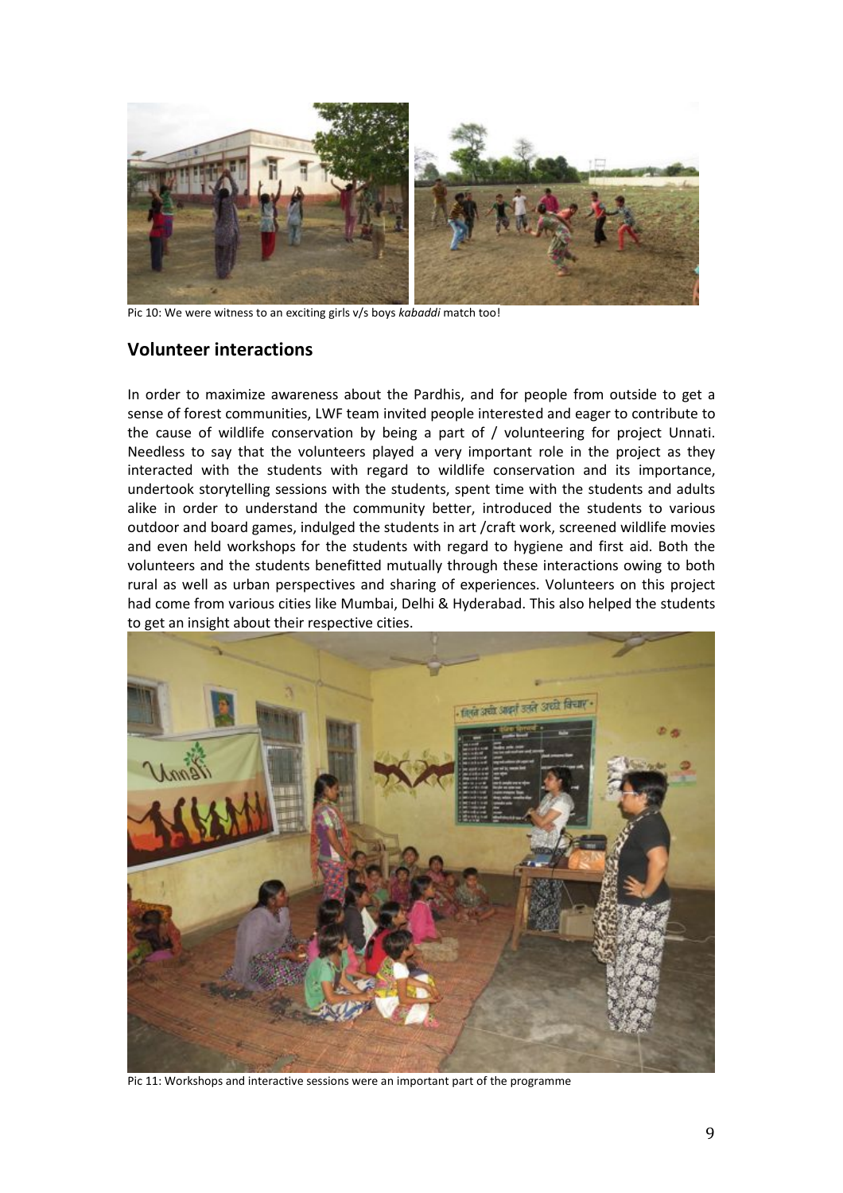Pic 10: We were witness to an exciting girls v/s boys *kabaddi* match too!

## Volunteer interactions

In order to maximize awareness about the Pardhis, and for people from outside to get a sense of forest communities, LWF team invited people interested and eager to contribute to the cause of wildlife conservation by being a part of / volunteering for project Unnati. Needless to say that the volunteers played a very important role in the project as they interacted with the students with regard to wildlife conservation and its importance, undertook storytelling sessions with the students, spent time with the students and adults alike in order to understand the community better, introduced the students to various outdoor and board games, indulged the students in art /craft work, screened wildlife movies and even held workshops for the students with regard to hygiene and first aid. Both the volunteers and the students benefitted mutually through these interactions owing to both rural as well as urban perspectives and sharing of experiences. Volunteers on this project had come from various cities like Mumbai, Delhi & Hyderabad. This also helped the students to get an insight about their respective cities.

Pic 11: Workshops and interactive sessions were an important part of the programme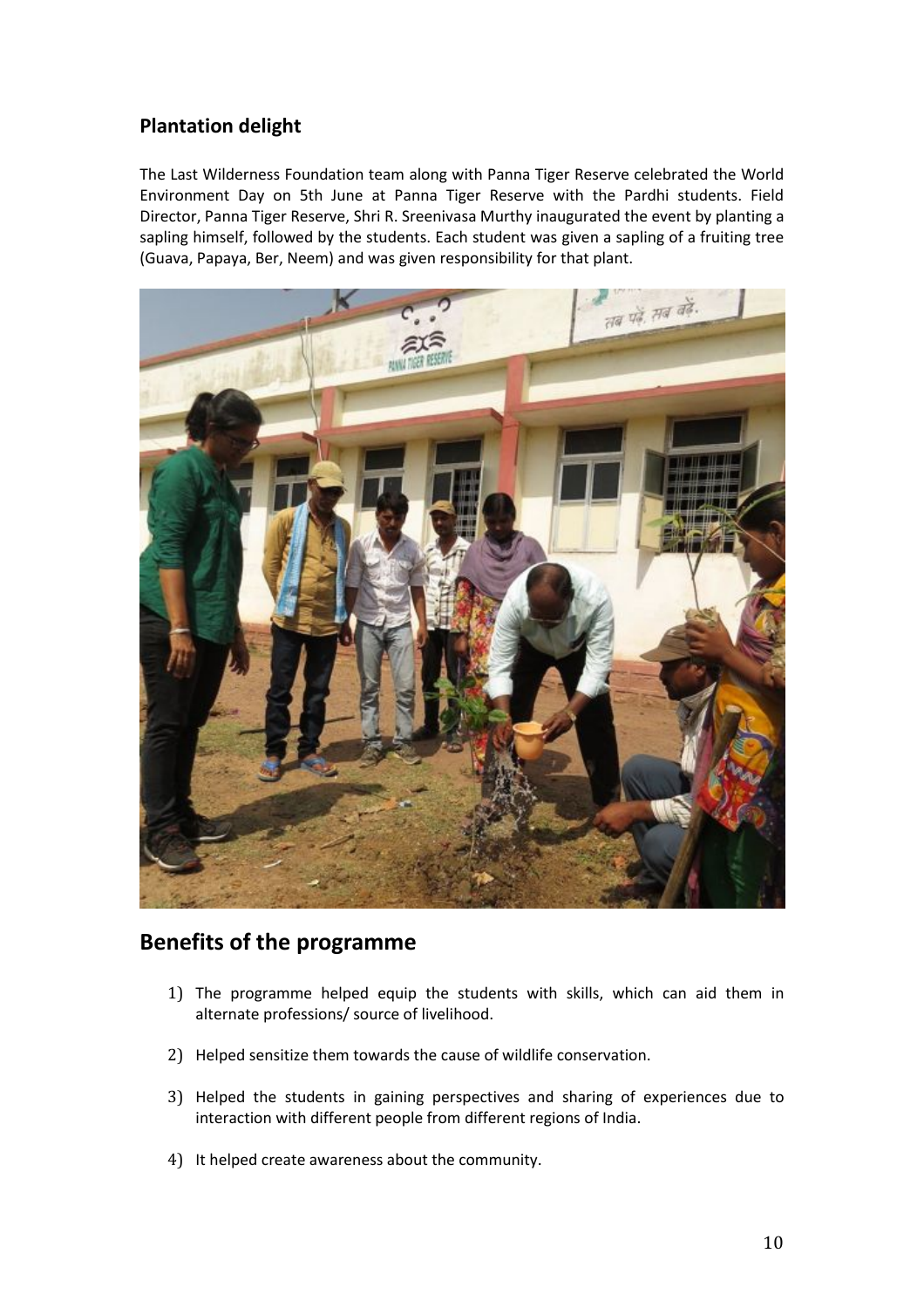## Plantation delight

The Last Wilderness Foundation team along with Panna Tiger Reserve celebrated the World Environment Day on 5th June at Panna Tiger Reserve with the Pardhi students. Field Director, Panna Tiger Reserve, Shri R. Sreenivasa Murthy inaugurated the event by planting a sapling himself, followed by the students. Each student was given a sapling of a fruiting tree (Guava, Papaya, Ber, Neem) and was given responsibility for that plant.

## Benefits of the programme

1) The programme helped equip the students with skills, which can aid them in alternate professions/ source of livelihood.
2) Helped sensitize them towards the cause of wildlife conservation.
3) Helped the students in gaining perspectives and sharing of experiences due to interaction with different people from different regions of India.
4) It helped create awareness about the community.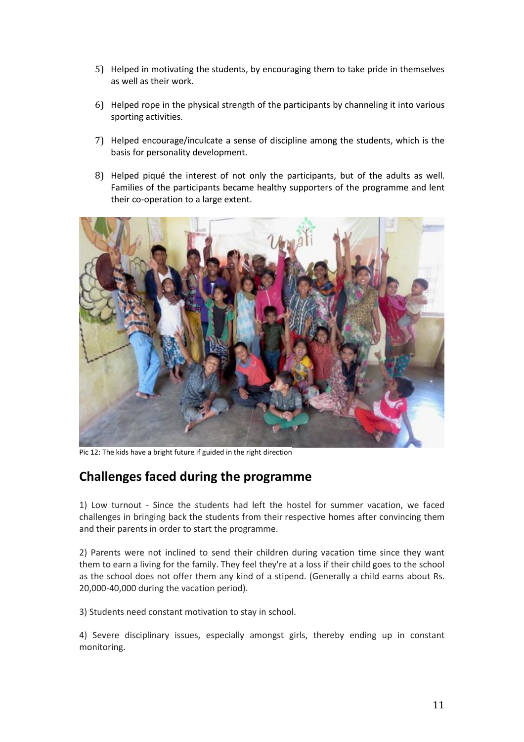5) Helped in motivating the students, by encouraging them to take pride in themselves as well as their work.

6) Helped rope in the physical strength of the participants by channeling it into various sporting activities.

7) Helped encourage/inculcate a sense of discipline among the students, which is the basis for personality development.

8) Helped piqué the interest of not only the participants, but of the adults as well. Families of the participants became healthy supporters of the programme and lent their co-operation to a large extent.

Pic 12: The kids have a bright future if guided in the right direction

## Challenges faced during the programme

1) Low turnout - Since the students had left the hostel for summer vacation, we faced challenges in bringing back the students from their respective homes after convincing them and their parents in order to start the programme.

2) Parents were not inclined to send their children during vacation time since they want them to earn a living for the family. They feel they're at a loss if their child goes to the school as the school does not offer them any kind of a stipend. (Generally a child earns about Rs. 20,000-40,000 during the vacation period).

3) Students need constant motivation to stay in school.

4) Severe disciplinary issues, especially amongst girls, thereby ending up in constant monitoring.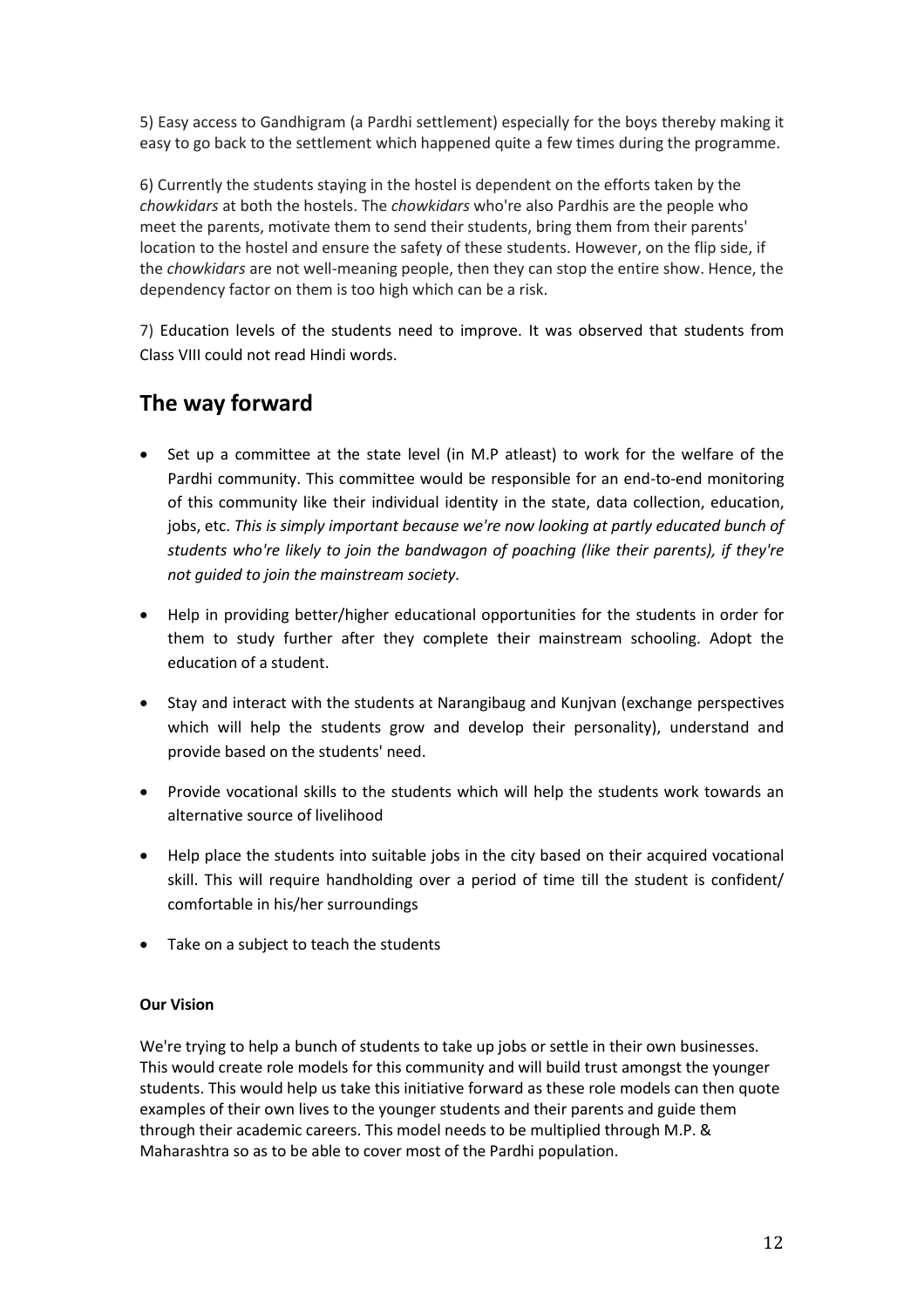5) Easy access to Gandhigram (a Pardhi settlement) especially for the boys thereby making it easy to go back to the settlement which happened quite a few times during the programme.

6) Currently the students staying in the hostel is dependent on the efforts taken by the *chowkidars* at both the hostels. The *chowkidars* who're also Pardhis are the people who meet the parents, motivate them to send their students, bring them from their parents' location to the hostel and ensure the safety of these students. However, on the flip side, if the *chowkidars* are not well-meaning people, then they can stop the entire show. Hence, the dependency factor on them is too high which can be a risk.

7) Education levels of the students need to improve. It was observed that students from Class VIII could not read Hindi words.

## The way forward

- Set up a committee at the state level (in M.P atleast) to work for the welfare of the Pardhi community. This committee would be responsible for an end-to-end monitoring of this community like their individual identity in the state, data collection, education, jobs, etc. *This is simply important because we're now looking at partly educated bunch of students who're likely to join the bandwagon of poaching (like their parents), if they're not guided to join the mainstream society.*
- Help in providing better/higher educational opportunities for the students in order for them to study further after they complete their mainstream schooling. Adopt the education of a student.
- Stay and interact with the students at Narangibaug and Kunjvan (exchange perspectives which will help the students grow and develop their personality), understand and provide based on the students' need.
- Provide vocational skills to the students which will help the students work towards an alternative source of livelihood
- Help place the students into suitable jobs in the city based on their acquired vocational skill. This will require handholding over a period of time till the student is confident/ comfortable in his/her surroundings
- Take on a subject to teach the students

**Our Vision**

We're trying to help a bunch of students to take up jobs or settle in their own businesses. This would create role models for this community and will build trust amongst the younger students. This would help us take this initiative forward as these role models can then quote examples of their own lives to the younger students and their parents and guide them through their academic careers. This model needs to be multiplied through M.P. & Maharashtra so as to be able to cover most of the Pardhi population.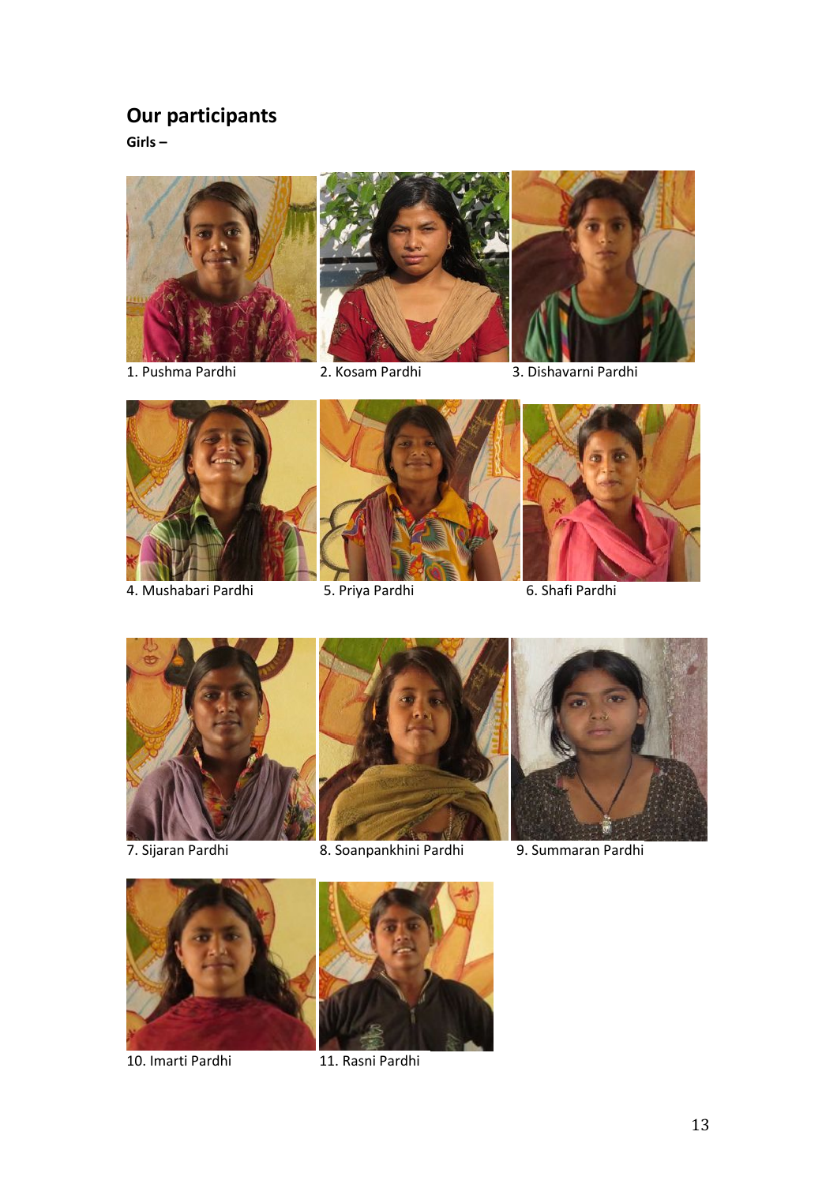## Our participants

**Girls –**

1. Pushma Pardhi
2. Kosam Pardhi
3. Dishavarni Pardhi
4. Mushabari Pardhi
5. Priya Pardhi
6. Shafi Pardhi
7. Sijaran Pardhi
8. Soanpankhini Pardhi
9. Summaran Pardhi
10. Imarti Pardhi
11. Rasni Pardhi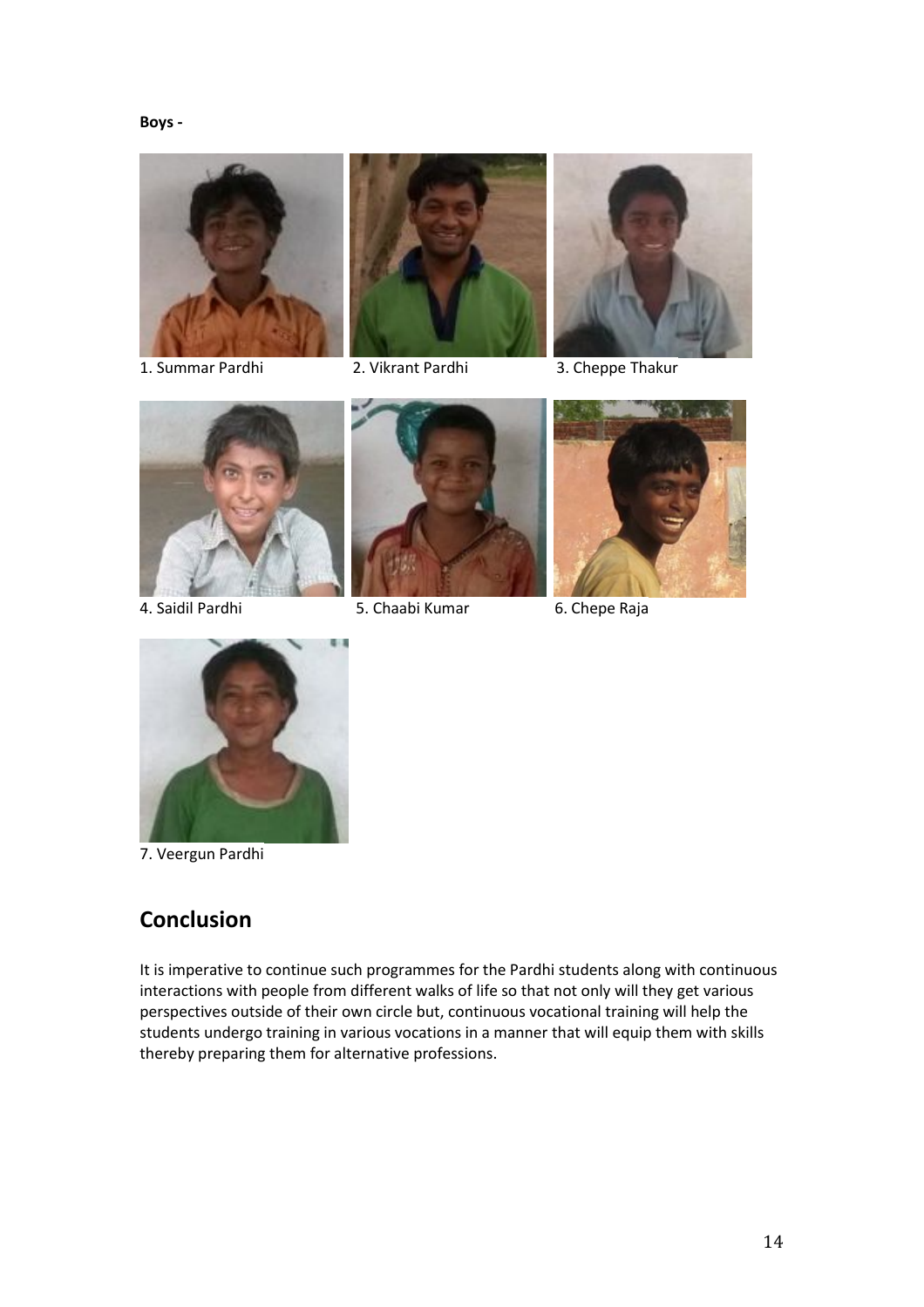**Boys -**

1. Summar Pardhi

2. Vikrant Pardhi

3. Cheppe Thakur

4. Saidil Pardhi

5. Chaabi Kumar

6. Chepe Raja

7. Veergun Pardhi

## Conclusion

It is imperative to continue such programmes for the Pardhi students along with continuous interactions with people from different walks of life so that not only will they get various perspectives outside of their own circle but, continuous vocational training will help the students undergo training in various vocations in a manner that will equip them with skills thereby preparing them for alternative professions.